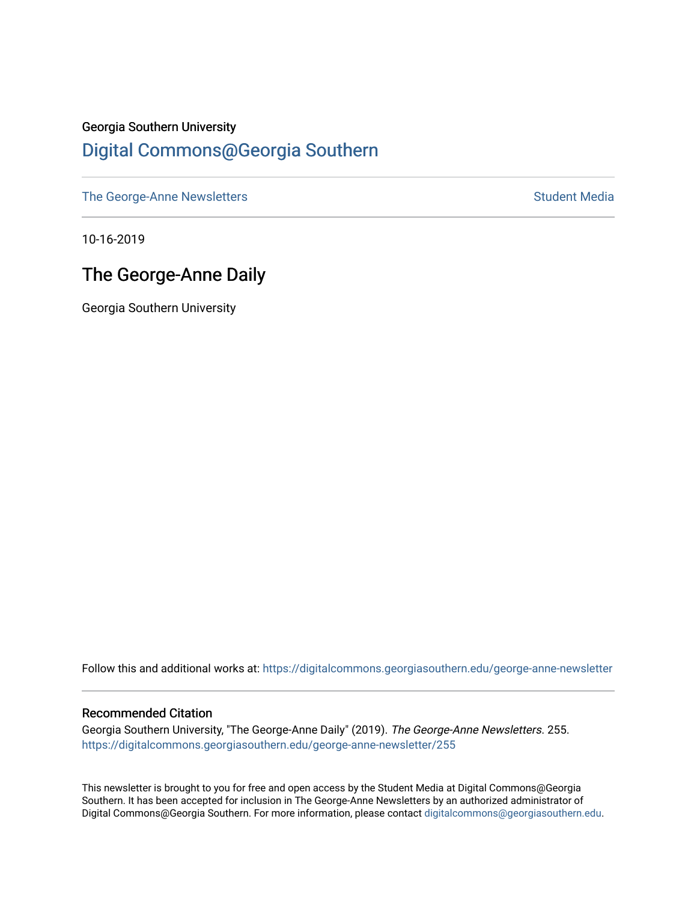Georgia Southern University

# Digital Commons@Georgia Southern

The George-Anne Newsletters | Student Media

10-16-2019

## The George-Anne Daily

Georgia Southern University

Follow this and additional works at: https://digitalcommons.georgiasouthern.edu/george-anne-newsletter

### Recommended Citation

Georgia Southern University, "The George-Anne Daily" (2019). *The George-Anne Newsletters*. 255.
https://digitalcommons.georgiasouthern.edu/george-anne-newsletter/255

This newsletter is brought to you for free and open access by the Student Media at Digital Commons@Georgia Southern. It has been accepted for inclusion in The George-Anne Newsletters by an authorized administrator of Digital Commons@Georgia Southern. For more information, please contact digitalcommons@georgiasouthern.edu.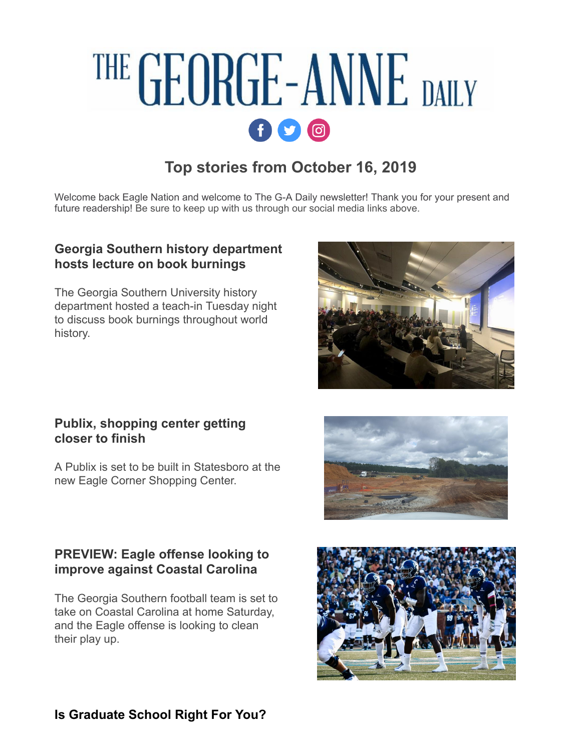# THE GEORGE-ANNE DAILY

## Top stories from October 16, 2019

Welcome back Eagle Nation and welcome to The G-A Daily newsletter! Thank you for your present and future readership! Be sure to keep up with us through our social media links above.

### Georgia Southern history department hosts lecture on book burnings

The Georgia Southern University history department hosted a teach-in Tuesday night to discuss book burnings throughout world history.

### Publix, shopping center getting closer to finish

A Publix is set to be built in Statesboro at the new Eagle Corner Shopping Center.

### PREVIEW: Eagle offense looking to improve against Coastal Carolina

The Georgia Southern football team is set to take on Coastal Carolina at home Saturday, and the Eagle offense is looking to clean their play up.

### Is Graduate School Right For You?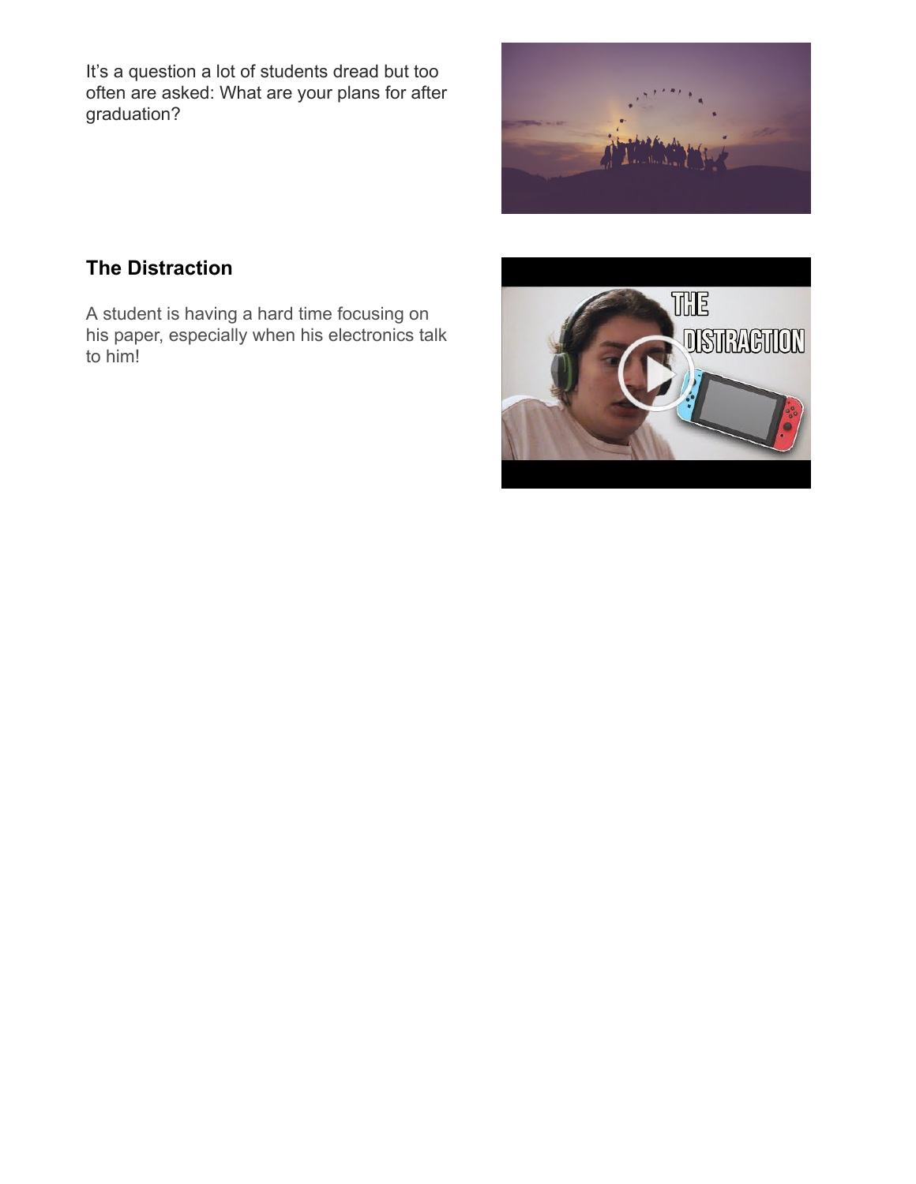It's a question a lot of students dread but too often are asked: What are your plans for after graduation?

## The Distraction

A student is having a hard time focusing on his paper, especially when his electronics talk to him!